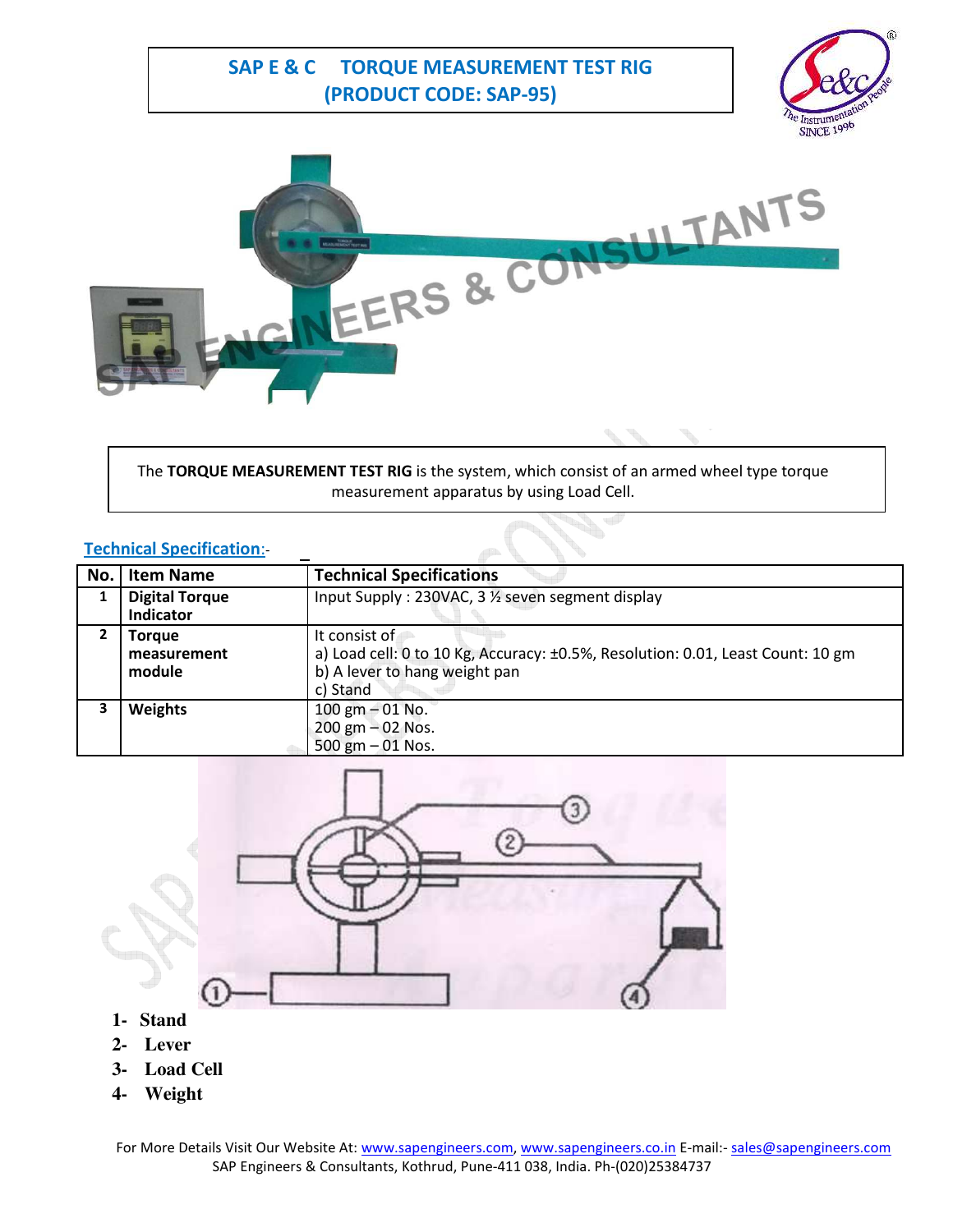# SAP E & C TORQUE MEASUREMENT TEST RIG (PRODUCT CODE: SAP-95)

The **TORQUE MEASUREMENT TEST RIG** is the system, which consist of an armed wheel type torque measurement apparatus by using Load Cell.

## Technical Specification:-

| No. | Item Name | Technical Specifications |
|---|---|---|
| 1 | **Digital Torque Indicator** | Input Supply : 230VAC, 3 ½ seven segment display |
| 2 | **Torque measurement module** | It consist of<br>a) Load cell: 0 to 10 Kg, Accuracy: ±0.5%, Resolution: 0.01, Least Count: 10 gm<br>b) A lever to hang weight pan<br>c) Stand |
| 3 | **Weights** | 100 gm – 01 No.<br>200 gm – 02 Nos.<br>500 gm – 01 Nos. |

1- **Stand**
2- **Lever**
3- **Load Cell**
4- **Weight**

For More Details Visit Our Website At: www.sapengineers.com, www.sapengineers.co.in E-mail:- sales@sapengineers.com
SAP Engineers & Consultants, Kothrud, Pune-411 038, India. Ph-(020)25384737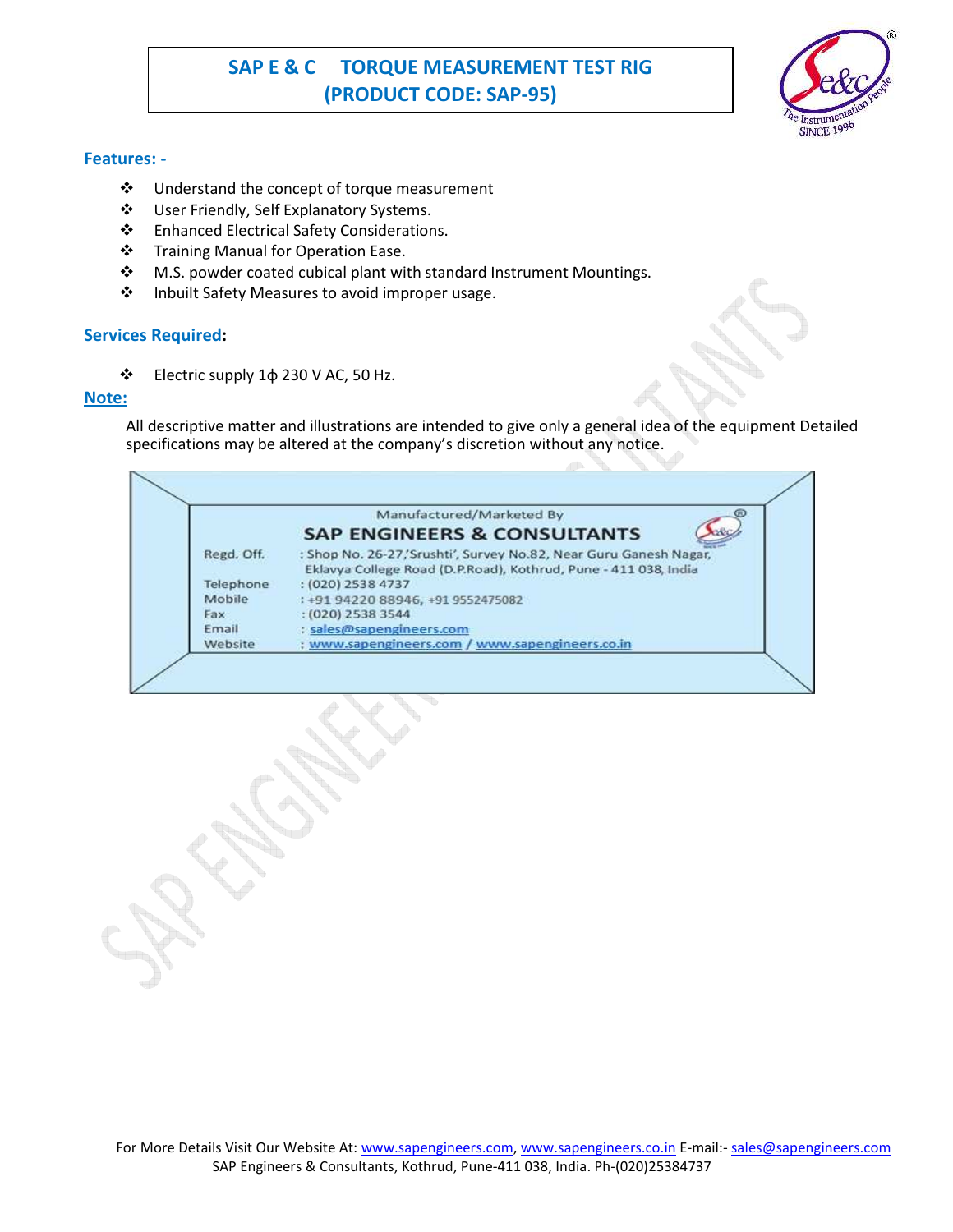# SAP E & C TORQUE MEASUREMENT TEST RIG (PRODUCT CODE: SAP-95)

### Features: -

- Understand the concept of torque measurement
- User Friendly, Self Explanatory Systems.
- Enhanced Electrical Safety Considerations.
- Training Manual for Operation Ease.
- M.S. powder coated cubical plant with standard Instrument Mountings.
- Inbuilt Safety Measures to avoid improper usage.

### Services Required:

- Electric supply 1ϕ 230 V AC, 50 Hz.

### Note:

All descriptive matter and illustrations are intended to give only a general idea of the equipment Detailed specifications may be altered at the company's discretion without any notice.

Manufactured/Marketed By

**SAP ENGINEERS & CONSULTANTS**

| | |
|---|---|
| Regd. Off. | : Shop No. 26-27,'Srushti', Survey No.82, Near Guru Ganesh Nagar, Eklavya College Road (D.P.Road), Kothrud, Pune - 411 038, India |
| Telephone | : (020) 2538 4737 |
| Mobile | : +91 94220 88946, +91 9552475082 |
| Fax | : (020) 2538 3544 |
| Email | : sales@sapengineers.com |
| Website | : www.sapengineers.com / www.sapengineers.co.in |